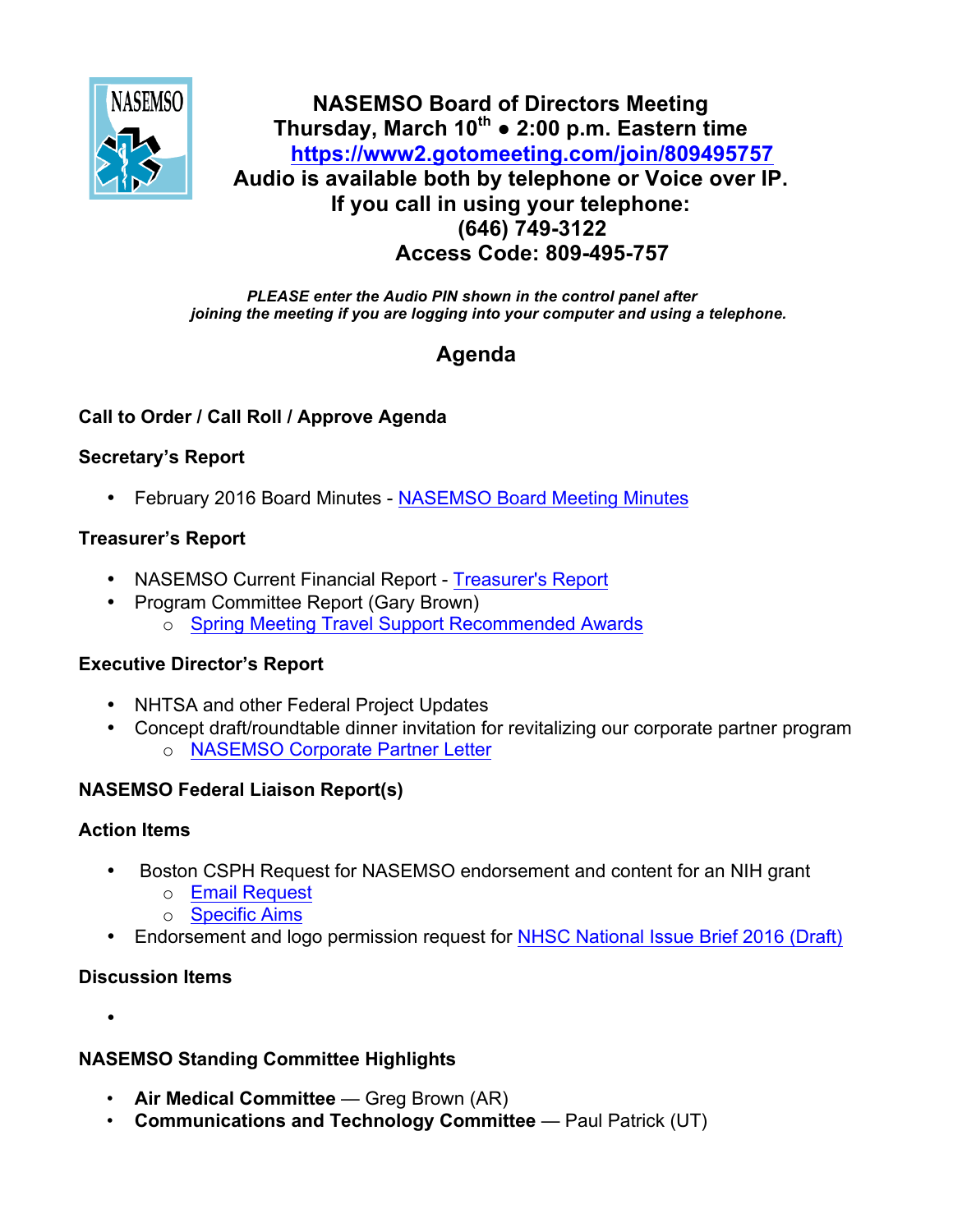# NASEMSO Board of Directors Meeting

**Thursday, March 10th • 2:00 p.m. Eastern time**

**https://www2.gotomeeting.com/join/809495757**

**Audio is available both by telephone or Voice over IP.**

**If you call in using your telephone:**

**(646) 749-3122**

**Access Code: 809-495-757**

***PLEASE enter the Audio PIN shown in the control panel after joining the meeting if you are logging into your computer and using a telephone.***

## Agenda

**Call to Order / Call Roll / Approve Agenda**

**Secretary's Report**

- February 2016 Board Minutes - NASEMSO Board Meeting Minutes

**Treasurer's Report**

- NASEMSO Current Financial Report - Treasurer's Report
- Program Committee Report (Gary Brown)
  - Spring Meeting Travel Support Recommended Awards

**Executive Director's Report**

- NHTSA and other Federal Project Updates
- Concept draft/roundtable dinner invitation for revitalizing our corporate partner program
  - NASEMSO Corporate Partner Letter

**NASEMSO Federal Liaison Report(s)**

**Action Items**

- Boston CSPH Request for NASEMSO endorsement and content for an NIH grant
  - Email Request
  - Specific Aims
- Endorsement and logo permission request for NHSC National Issue Brief 2016 (Draft)

**Discussion Items**

- 

**NASEMSO Standing Committee Highlights**

- **Air Medical Committee** — Greg Brown (AR)
- **Communications and Technology Committee** — Paul Patrick (UT)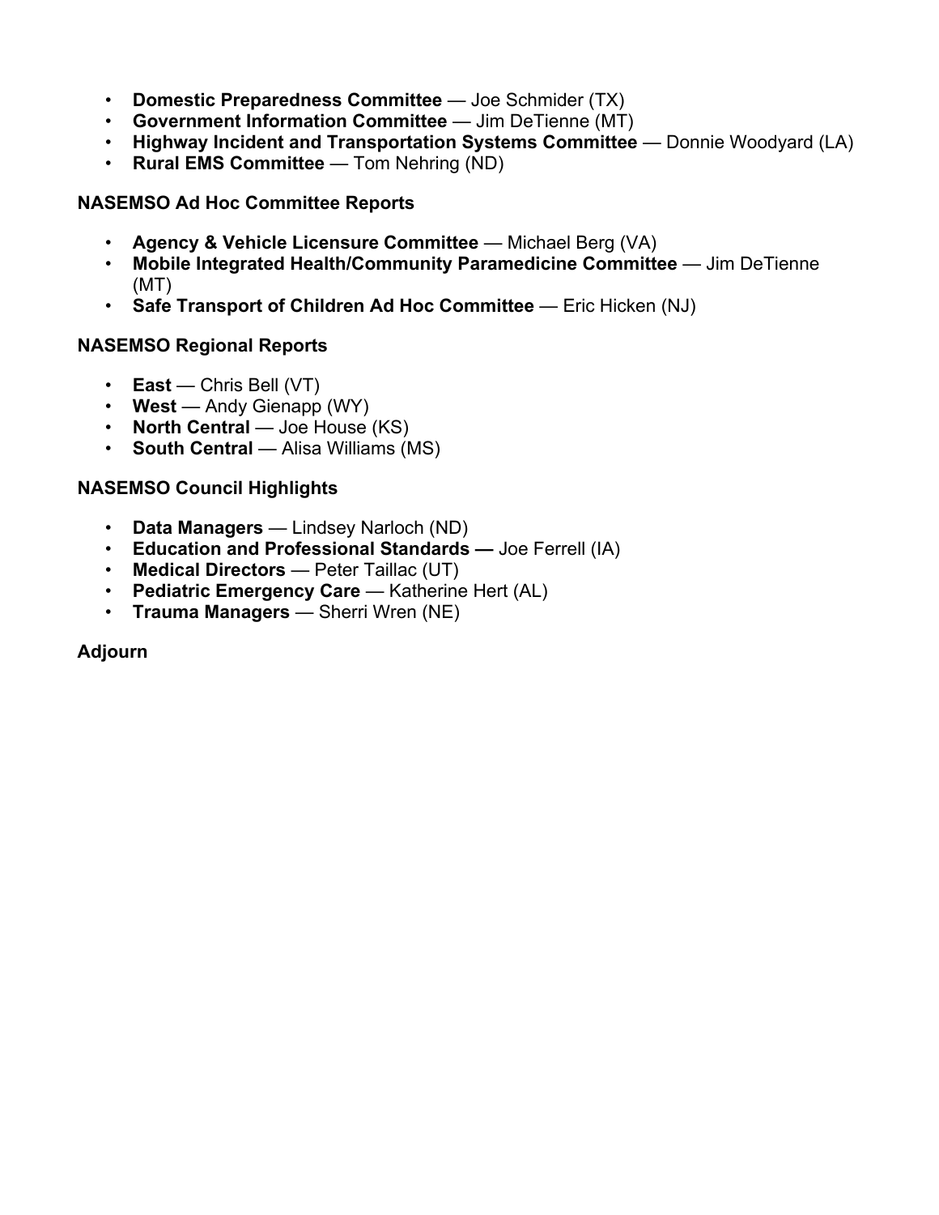- **Domestic Preparedness Committee** — Joe Schmider (TX)
- **Government Information Committee** — Jim DeTienne (MT)
- **Highway Incident and Transportation Systems Committee** — Donnie Woodyard (LA)
- **Rural EMS Committee** — Tom Nehring (ND)

**NASEMSO Ad Hoc Committee Reports**

- **Agency & Vehicle Licensure Committee** — Michael Berg (VA)
- **Mobile Integrated Health/Community Paramedicine Committee** — Jim DeTienne (MT)
- **Safe Transport of Children Ad Hoc Committee** — Eric Hicken (NJ)

**NASEMSO Regional Reports**

- **East** — Chris Bell (VT)
- **West** — Andy Gienapp (WY)
- **North Central** — Joe House (KS)
- **South Central** — Alisa Williams (MS)

**NASEMSO Council Highlights**

- **Data Managers** — Lindsey Narloch (ND)
- **Education and Professional Standards —** Joe Ferrell (IA)
- **Medical Directors** — Peter Taillac (UT)
- **Pediatric Emergency Care** — Katherine Hert (AL)
- **Trauma Managers** — Sherri Wren (NE)

**Adjourn**